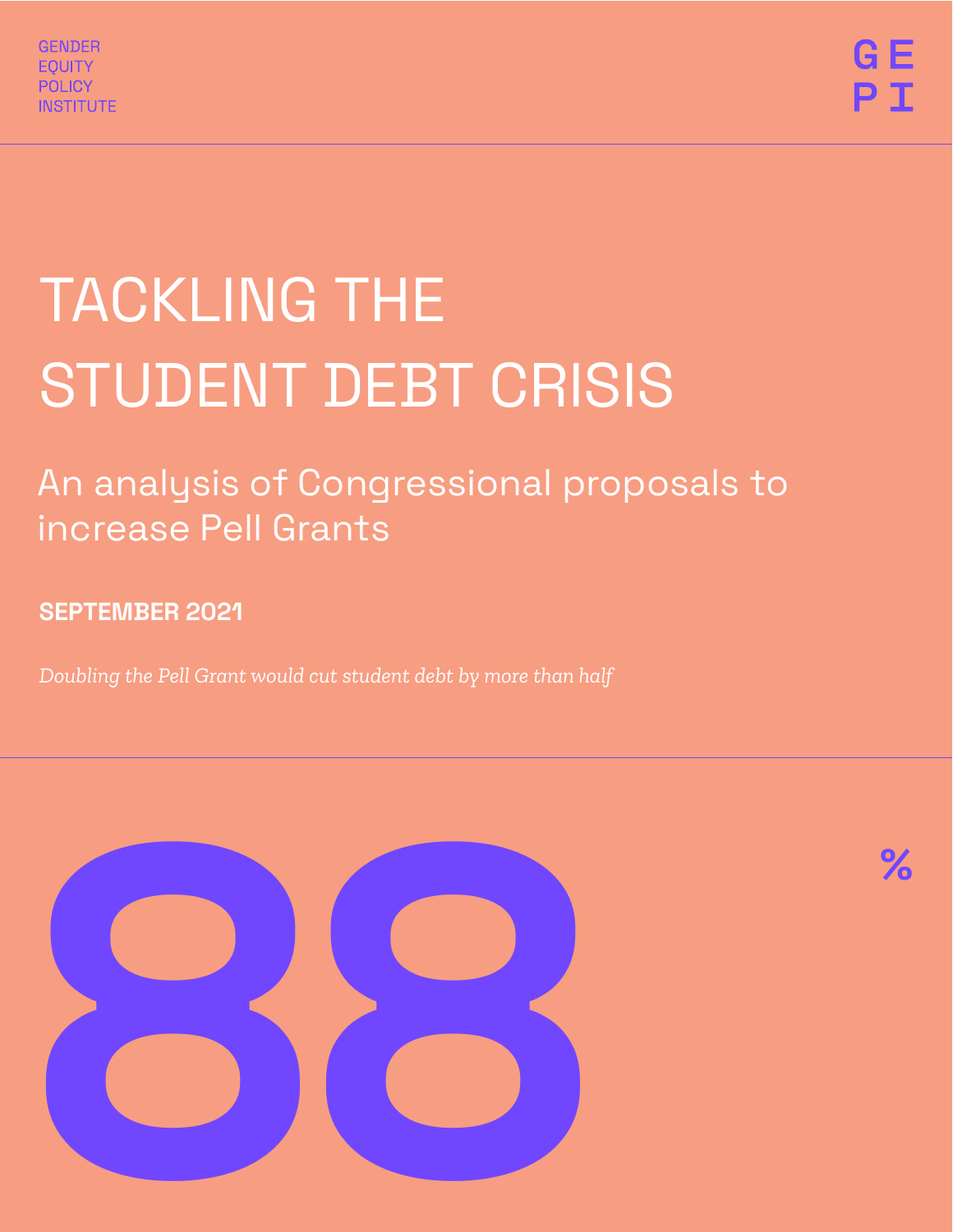GENDER
EQUITY
POLICY
INSTITUTE

GE
PI

# TACKLING THE STUDENT DEBT CRISIS

## An analysis of Congressional proposals to increase Pell Grants

**SEPTEMBER 2021**

*Doubling the Pell Grant would cut student debt by more than half*

88 %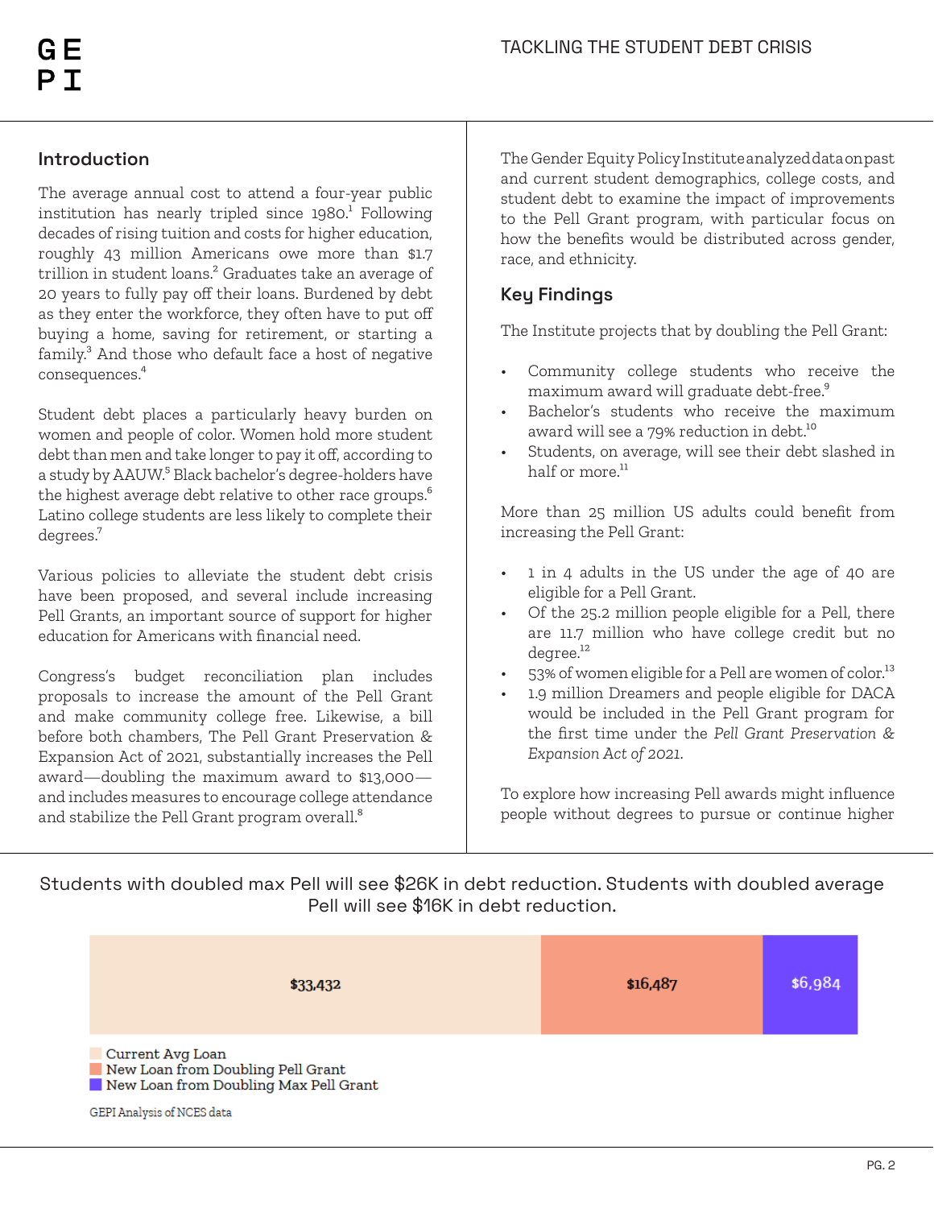## Introduction

The average annual cost to attend a four-year public institution has nearly tripled since 1980.[1] Following decades of rising tuition and costs for higher education, roughly 43 million Americans owe more than $1.7 trillion in student loans.[2] Graduates take an average of 20 years to fully pay off their loans. Burdened by debt as they enter the workforce, they often have to put off buying a home, saving for retirement, or starting a family.[3] And those who default face a host of negative consequences.[4]

Student debt places a particularly heavy burden on women and people of color. Women hold more student debt than men and take longer to pay it off, according to a study by AAUW.[5] Black bachelor's degree-holders have the highest average debt relative to other race groups.[6] Latino college students are less likely to complete their degrees.[7]

Various policies to alleviate the student debt crisis have been proposed, and several include increasing Pell Grants, an important source of support for higher education for Americans with financial need.

Congress's budget reconciliation plan includes proposals to increase the amount of the Pell Grant and make community college free. Likewise, a bill before both chambers, The Pell Grant Preservation & Expansion Act of 2021, substantially increases the Pell award—doubling the maximum award to $13,000—and includes measures to encourage college attendance and stabilize the Pell Grant program overall.[8]

The Gender Equity Policy Institute analyzed data on past and current student demographics, college costs, and student debt to examine the impact of improvements to the Pell Grant program, with particular focus on how the benefits would be distributed across gender, race, and ethnicity.

## Key Findings

The Institute projects that by doubling the Pell Grant:

- Community college students who receive the maximum award will graduate debt-free.[9]
- Bachelor's students who receive the maximum award will see a 79% reduction in debt.[10]
- Students, on average, will see their debt slashed in half or more.[11]

More than 25 million US adults could benefit from increasing the Pell Grant:

- 1 in 4 adults in the US under the age of 40 are eligible for a Pell Grant.
- Of the 25.2 million people eligible for a Pell, there are 11.7 million who have college credit but no degree.[12]
- 53% of women eligible for a Pell are women of color.[13]
- 1.9 million Dreamers and people eligible for DACA would be included in the Pell Grant program for the first time under the *Pell Grant Preservation & Expansion Act of 2021*.

To explore how increasing Pell awards might influence people without degrees to pursue or continue higher

Students with doubled max Pell will see $26K in debt reduction. Students with doubled average Pell will see $16K in debt reduction.

| Current Avg Loan | New Loan from Doubling Pell Grant | New Loan from Doubling Max Pell Grant |
|---|---|---|
| $33,432 | $16,487 | $6,984 |

GEPI Analysis of NCES data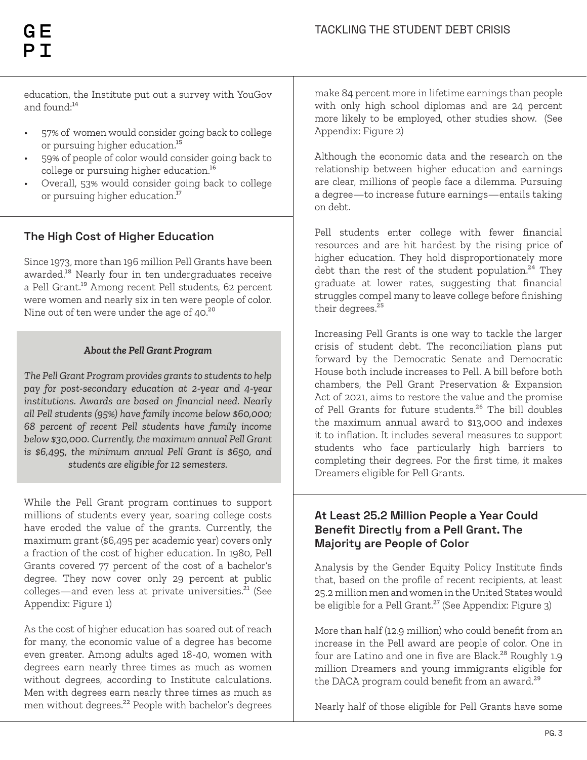education, the Institute put out a survey with YouGov and found:[14]

- 57% of women would consider going back to college or pursuing higher education.[15]
- 59% of people of color would consider going back to college or pursuing higher education.[16]
- Overall, 53% would consider going back to college or pursuing higher education.[17]

## The High Cost of Higher Education

Since 1973, more than 196 million Pell Grants have been awarded.[18] Nearly four in ten undergraduates receive a Pell Grant.[19] Among recent Pell students, 62 percent were women and nearly six in ten were people of color. Nine out of ten were under the age of 40.[20]

> ***About the Pell Grant Program***
>
> *The Pell Grant Program provides grants to students to help pay for post-secondary education at 2-year and 4-year institutions. Awards are based on financial need. Nearly all Pell students (95%) have family income below $60,000; 68 percent of recent Pell students have family income below $30,000. Currently, the maximum annual Pell Grant is $6,495, the minimum annual Pell Grant is $650, and students are eligible for 12 semesters.*

While the Pell Grant program continues to support millions of students every year, soaring college costs have eroded the value of the grants. Currently, the maximum grant ($6,495 per academic year) covers only a fraction of the cost of higher education. In 1980, Pell Grants covered 77 percent of the cost of a bachelor's degree. They now cover only 29 percent at public colleges—and even less at private universities.[21] (See Appendix: Figure 1)

As the cost of higher education has soared out of reach for many, the economic value of a degree has become even greater. Among adults aged 18-40, women with degrees earn nearly three times as much as women without degrees, according to Institute calculations. Men with degrees earn nearly three times as much as men without degrees.[22] People with bachelor's degrees make 84 percent more in lifetime earnings than people with only high school diplomas and are 24 percent more likely to be employed, other studies show. (See Appendix: Figure 2)

Although the economic data and the research on the relationship between higher education and earnings are clear, millions of people face a dilemma. Pursuing a degree—to increase future earnings—entails taking on debt.

Pell students enter college with fewer financial resources and are hit hardest by the rising price of higher education. They hold disproportionately more debt than the rest of the student population.[24] They graduate at lower rates, suggesting that financial struggles compel many to leave college before finishing their degrees.[25]

Increasing Pell Grants is one way to tackle the larger crisis of student debt. The reconciliation plans put forward by the Democratic Senate and Democratic House both include increases to Pell. A bill before both chambers, the Pell Grant Preservation & Expansion Act of 2021, aims to restore the value and the promise of Pell Grants for future students.[26] The bill doubles the maximum annual award to $13,000 and indexes it to inflation. It includes several measures to support students who face particularly high barriers to completing their degrees. For the first time, it makes Dreamers eligible for Pell Grants.

## At Least 25.2 Million People a Year Could Benefit Directly from a Pell Grant. The Majority are People of Color

Analysis by the Gender Equity Policy Institute finds that, based on the profile of recent recipients, at least 25.2 million men and women in the United States would be eligible for a Pell Grant.[27] (See Appendix: Figure 3)

More than half (12.9 million) who could benefit from an increase in the Pell award are people of color. One in four are Latino and one in five are Black.[28] Roughly 1.9 million Dreamers and young immigrants eligible for the DACA program could benefit from an award.[29]

Nearly half of those eligible for Pell Grants have some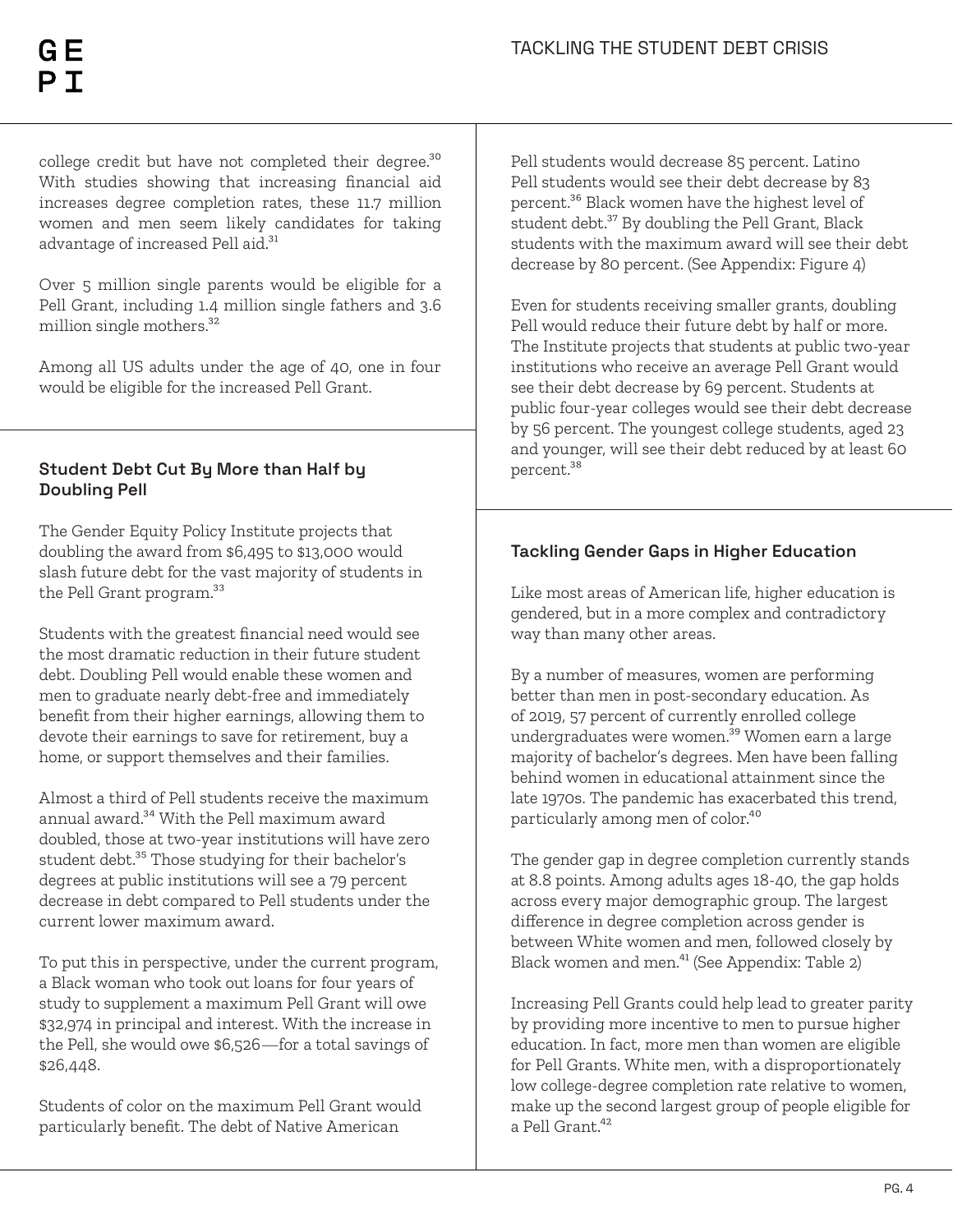college credit but have not completed their degree.[30] With studies showing that increasing financial aid increases degree completion rates, these 11.7 million women and men seem likely candidates for taking advantage of increased Pell aid.[31]

Over 5 million single parents would be eligible for a Pell Grant, including 1.4 million single fathers and 3.6 million single mothers.[32]

Among all US adults under the age of 40, one in four would be eligible for the increased Pell Grant.

### Student Debt Cut By More than Half by Doubling Pell

The Gender Equity Policy Institute projects that doubling the award from $6,495 to $13,000 would slash future debt for the vast majority of students in the Pell Grant program.[33]

Students with the greatest financial need would see the most dramatic reduction in their future student debt. Doubling Pell would enable these women and men to graduate nearly debt-free and immediately benefit from their higher earnings, allowing them to devote their earnings to save for retirement, buy a home, or support themselves and their families.

Almost a third of Pell students receive the maximum annual award.[34] With the Pell maximum award doubled, those at two-year institutions will have zero student debt.[35] Those studying for their bachelor's degrees at public institutions will see a 79 percent decrease in debt compared to Pell students under the current lower maximum award.

To put this in perspective, under the current program, a Black woman who took out loans for four years of study to supplement a maximum Pell Grant will owe $32,974 in principal and interest. With the increase in the Pell, she would owe $6,526—for a total savings of $26,448.

Students of color on the maximum Pell Grant would particularly benefit. The debt of Native American Pell students would decrease 85 percent. Latino Pell students would see their debt decrease by 83 percent.[36] Black women have the highest level of student debt.[37] By doubling the Pell Grant, Black students with the maximum award will see their debt decrease by 80 percent. (See Appendix: Figure 4)

Even for students receiving smaller grants, doubling Pell would reduce their future debt by half or more. The Institute projects that students at public two-year institutions who receive an average Pell Grant would see their debt decrease by 69 percent. Students at public four-year colleges would see their debt decrease by 56 percent. The youngest college students, aged 23 and younger, will see their debt reduced by at least 60 percent.[38]

### Tackling Gender Gaps in Higher Education

Like most areas of American life, higher education is gendered, but in a more complex and contradictory way than many other areas.

By a number of measures, women are performing better than men in post-secondary education. As of 2019, 57 percent of currently enrolled college undergraduates were women.[39] Women earn a large majority of bachelor's degrees. Men have been falling behind women in educational attainment since the late 1970s. The pandemic has exacerbated this trend, particularly among men of color.[40]

The gender gap in degree completion currently stands at 8.8 points. Among adults ages 18-40, the gap holds across every major demographic group. The largest difference in degree completion across gender is between White women and men, followed closely by Black women and men.[41] (See Appendix: Table 2)

Increasing Pell Grants could help lead to greater parity by providing more incentive to men to pursue higher education. In fact, more men than women are eligible for Pell Grants. White men, with a disproportionately low college-degree completion rate relative to women, make up the second largest group of people eligible for a Pell Grant.[42]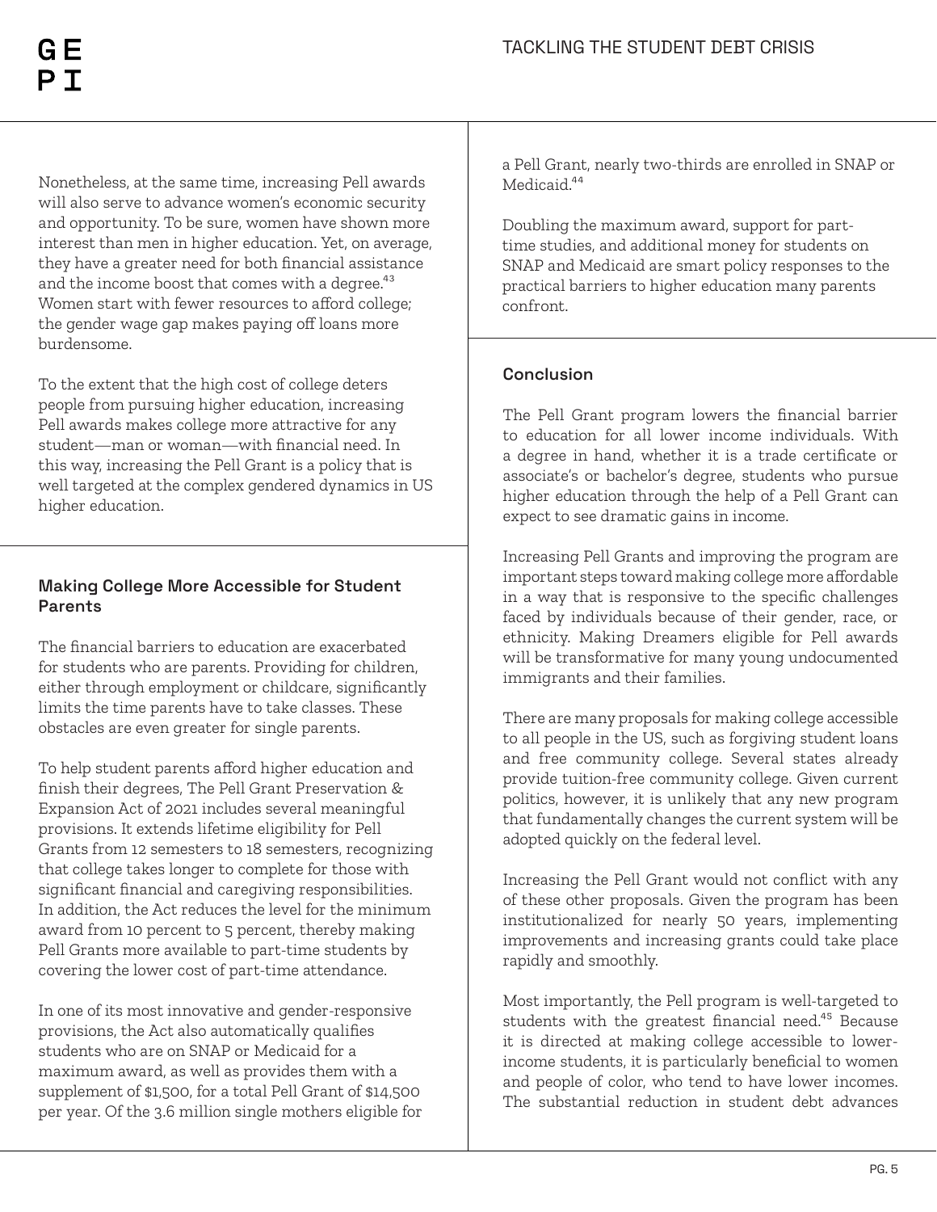Nonetheless, at the same time, increasing Pell awards will also serve to advance women's economic security and opportunity. To be sure, women have shown more interest than men in higher education. Yet, on average, they have a greater need for both financial assistance and the income boost that comes with a degree.[43] Women start with fewer resources to afford college; the gender wage gap makes paying off loans more burdensome.

To the extent that the high cost of college deters people from pursuing higher education, increasing Pell awards makes college more attractive for any student—man or woman—with financial need. In this way, increasing the Pell Grant is a policy that is well targeted at the complex gendered dynamics in US higher education.

### Making College More Accessible for Student Parents

The financial barriers to education are exacerbated for students who are parents. Providing for children, either through employment or childcare, significantly limits the time parents have to take classes. These obstacles are even greater for single parents.

To help student parents afford higher education and finish their degrees, The Pell Grant Preservation & Expansion Act of 2021 includes several meaningful provisions. It extends lifetime eligibility for Pell Grants from 12 semesters to 18 semesters, recognizing that college takes longer to complete for those with significant financial and caregiving responsibilities. In addition, the Act reduces the level for the minimum award from 10 percent to 5 percent, thereby making Pell Grants more available to part-time students by covering the lower cost of part-time attendance.

In one of its most innovative and gender-responsive provisions, the Act also automatically qualifies students who are on SNAP or Medicaid for a maximum award, as well as provides them with a supplement of $1,500, for a total Pell Grant of $14,500 per year. Of the 3.6 million single mothers eligible for a Pell Grant, nearly two-thirds are enrolled in SNAP or Medicaid.[44]

Doubling the maximum award, support for part-time studies, and additional money for students on SNAP and Medicaid are smart policy responses to the practical barriers to higher education many parents confront.

### Conclusion

The Pell Grant program lowers the financial barrier to education for all lower income individuals. With a degree in hand, whether it is a trade certificate or associate's or bachelor's degree, students who pursue higher education through the help of a Pell Grant can expect to see dramatic gains in income.

Increasing Pell Grants and improving the program are important steps toward making college more affordable in a way that is responsive to the specific challenges faced by individuals because of their gender, race, or ethnicity. Making Dreamers eligible for Pell awards will be transformative for many young undocumented immigrants and their families.

There are many proposals for making college accessible to all people in the US, such as forgiving student loans and free community college. Several states already provide tuition-free community college. Given current politics, however, it is unlikely that any new program that fundamentally changes the current system will be adopted quickly on the federal level.

Increasing the Pell Grant would not conflict with any of these other proposals. Given the program has been institutionalized for nearly 50 years, implementing improvements and increasing grants could take place rapidly and smoothly.

Most importantly, the Pell program is well-targeted to students with the greatest financial need.[45] Because it is directed at making college accessible to lower-income students, it is particularly beneficial to women and people of color, who tend to have lower incomes. The substantial reduction in student debt advances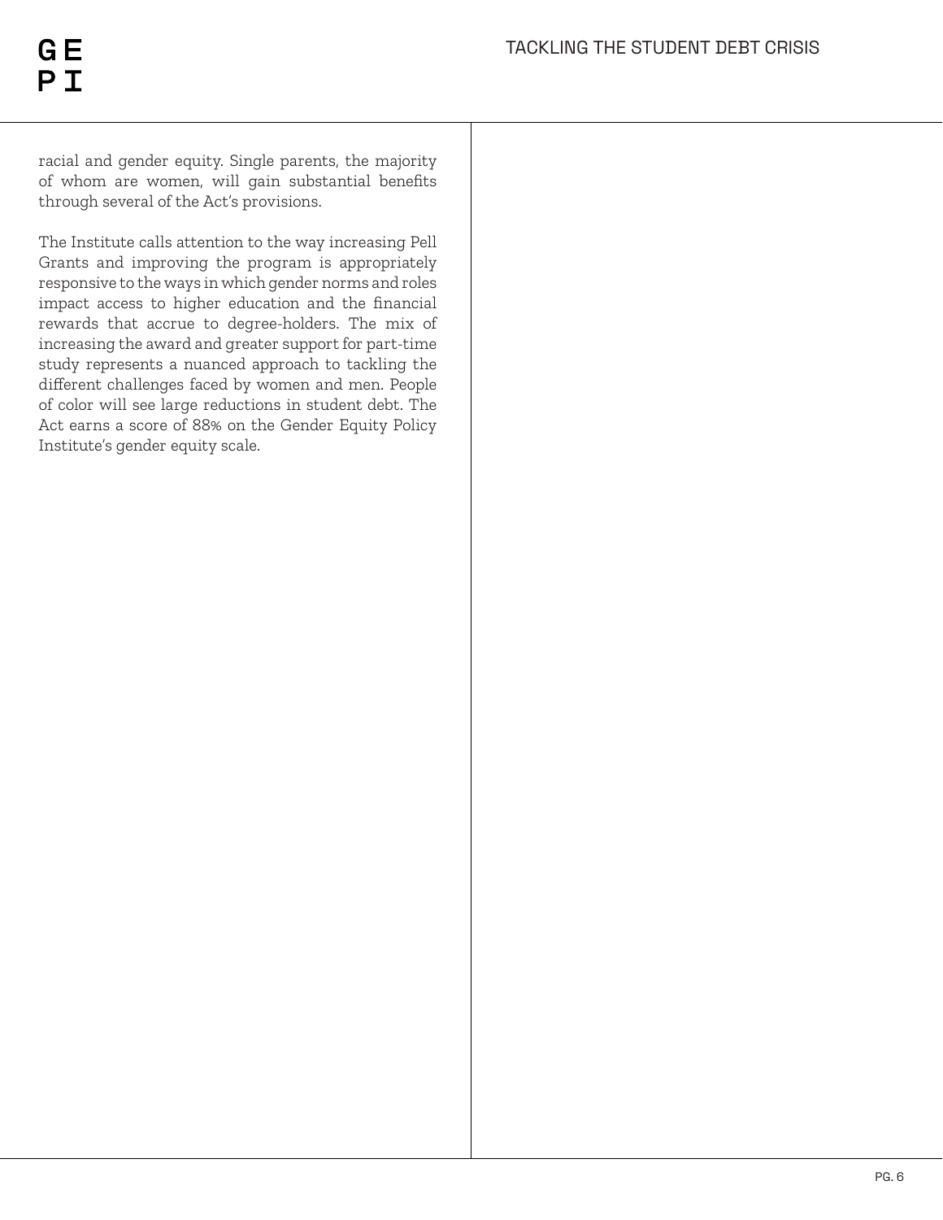racial and gender equity. Single parents, the majority of whom are women, will gain substantial benefits through several of the Act's provisions.

The Institute calls attention to the way increasing Pell Grants and improving the program is appropriately responsive to the ways in which gender norms and roles impact access to higher education and the financial rewards that accrue to degree-holders. The mix of increasing the award and greater support for part-time study represents a nuanced approach to tackling the different challenges faced by women and men. People of color will see large reductions in student debt. The Act earns a score of 88% on the Gender Equity Policy Institute's gender equity scale.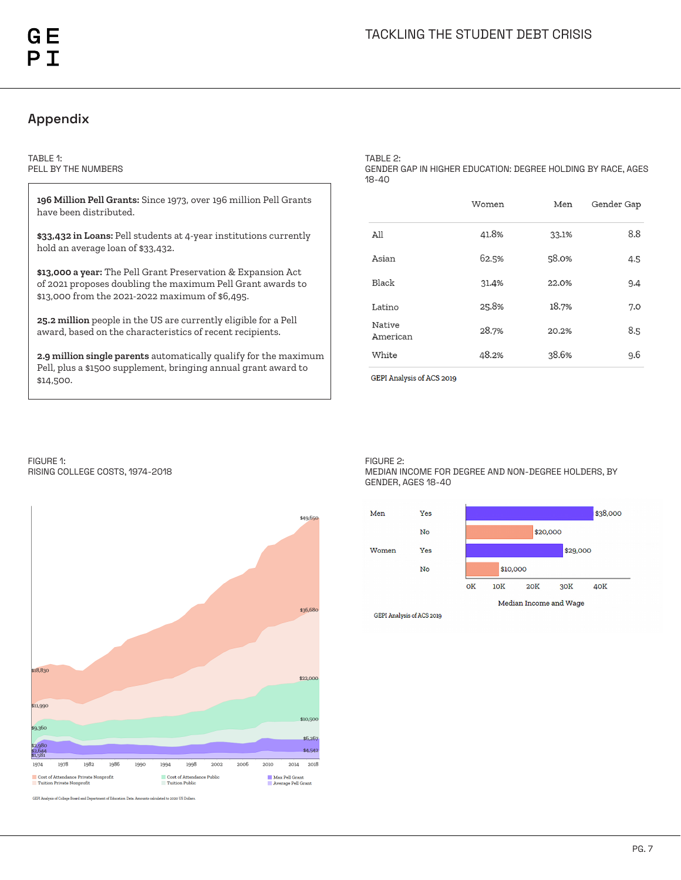## Appendix

TABLE 1:
PELL BY THE NUMBERS

**196 Million Pell Grants:** Since 1973, over 196 million Pell Grants have been distributed.

**$33,432 in Loans:** Pell students at 4-year institutions currently hold an average loan of $33,432.

**$13,000 a year:** The Pell Grant Preservation & Expansion Act of 2021 proposes doubling the maximum Pell Grant awards to $13,000 from the 2021-2022 maximum of $6,495.

**25.2 million** people in the US are currently eligible for a Pell award, based on the characteristics of recent recipients.

**2.9 million single parents** automatically qualify for the maximum Pell, plus a $1500 supplement, bringing annual grant award to $14,500.

TABLE 2:
GENDER GAP IN HIGHER EDUCATION: DEGREE HOLDING BY RACE, AGES 18-40

| | Women | Men | Gender Gap |
|---|---|---|---|
| All | 41.8% | 33.1% | 8.8 |
| Asian | 62.5% | 58.0% | 4.5 |
| Black | 31.4% | 22.0% | 9.4 |
| Latino | 25.8% | 18.7% | 7.0 |
| Native American | 28.7% | 20.2% | 8.5 |
| White | 48.2% | 38.6% | 9.6 |

GEPI Analysis of ACS 2019

FIGURE 1:
RISING COLLEGE COSTS, 1974-2018

GEPI Analysis of College Board and Department of Education Data. Amounts calculated to 2020 US Dollars.

FIGURE 2:
MEDIAN INCOME FOR DEGREE AND NON-DEGREE HOLDERS, BY GENDER, AGES 18-40

| Gender | Degree | Median Income and Wage |
|---|---|---|
| Men | Yes | $38,000 |
| | No | $20,000 |
| Women | Yes | $29,000 |
| | No | $10,000 |

GEPI Analysis of ACS 2019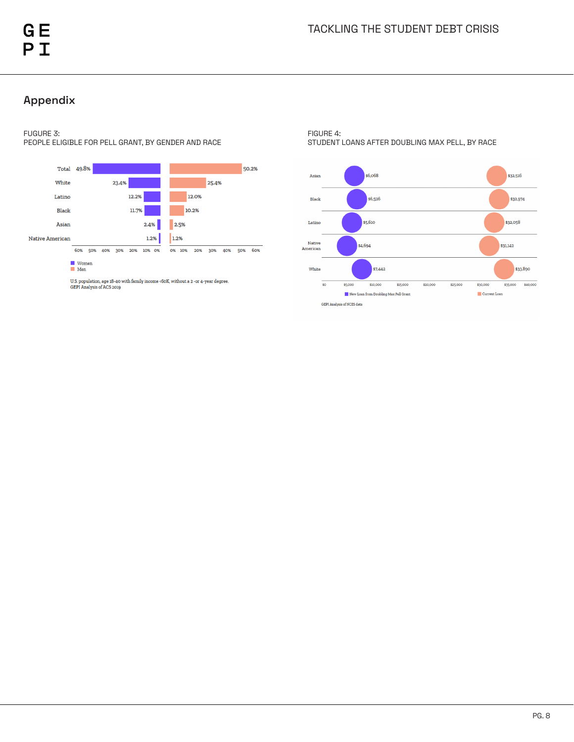## Appendix

FUGURE 3:
PEOPLE ELIGIBLE FOR PELL GRANT, BY GENDER AND RACE

| | Women | Men |
|---|---|---|
| Total | 49.8% | 50.2% |
| White | 23.4% | 25.4% |
| Latino | 12.2% | 12.0% |
| Black | 11.7% | 10.2% |
| Asian | 2.4% | 2.5% |
| Native American | 1.2% | 1.2% |

U.S. population, age 18-40 with family income <60K, without a 2 -or 4-year degree.
GEPI Analysis of ACS 2019

FIGURE 4:
STUDENT LOANS AFTER DOUBLING MAX PELL, BY RACE

| | New Loan from Doubling Max Pell Grant | Current Loan |
|---|---|---|
| Asian | $6,068 | $32,516 |
| Black | $6,526 | $32,974 |
| Latino | $5,610 | $32,058 |
| Native American | $4,694 | $31,142 |
| White | $7,442 | $33,890 |

GEPI Analysis of NCES data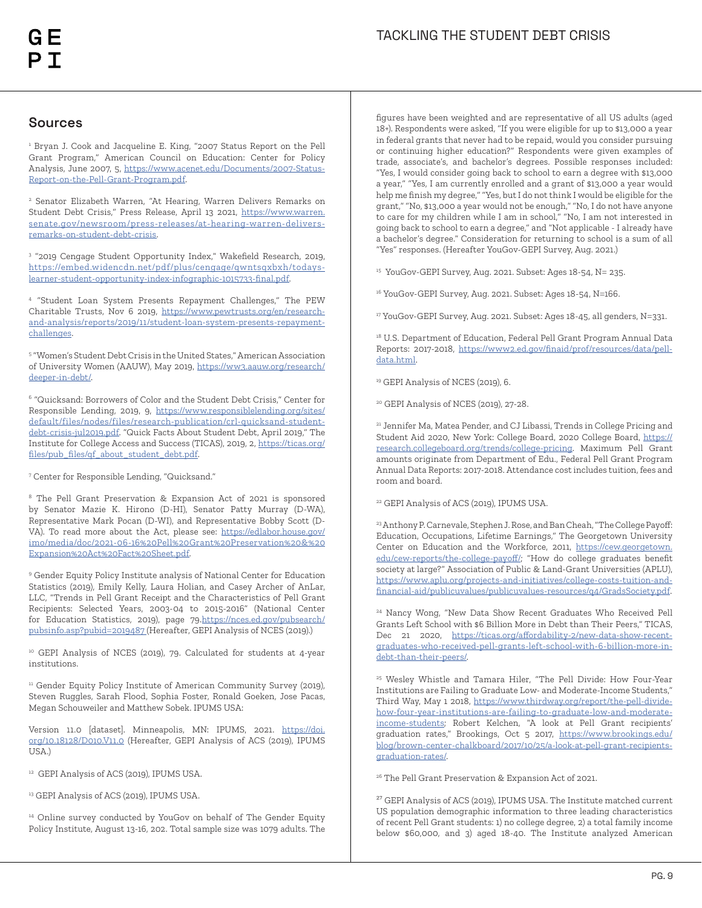## Sources

[1] Bryan J. Cook and Jacqueline E. King, "2007 Status Report on the Pell Grant Program," American Council on Education: Center for Policy Analysis, June 2007, 5, https://www.acenet.edu/Documents/2007-Status-Report-on-the-Pell-Grant-Program.pdf.

[2] Senator Elizabeth Warren, "At Hearing, Warren Delivers Remarks on Student Debt Crisis," Press Release, April 13 2021, https://www.warren.senate.gov/newsroom/press-releases/at-hearing-warren-delivers-remarks-on-student-debt-crisis.

[3] "2019 Cengage Student Opportunity Index," Wakefield Research, 2019, https://embed.widencdn.net/pdf/plus/cengage/qwntsqxbxh/todays-learner-student-opportunity-index-infographic-1015733-final.pdf.

[4] "Student Loan System Presents Repayment Challenges," The PEW Charitable Trusts, Nov 6 2019, https://www.pewtrusts.org/en/research-and-analysis/reports/2019/11/student-loan-system-presents-repayment-challenges.

[5] "Women's Student Debt Crisis in the United States," American Association of University Women (AAUW), May 2019, https://ww3.aauw.org/research/deeper-in-debt/.

[6] "Quicksand: Borrowers of Color and the Student Debt Crisis," Center for Responsible Lending, 2019, 9, https://www.responsiblelending.org/sites/default/files/nodes/files/research-publication/crl-quicksand-student-debt-crisis-jul2019.pdf. "Quick Facts About Student Debt, April 2019," The Institute for College Access and Success (TICAS), 2019, 2, https://ticas.org/files/pub_files/qf_about_student_debt.pdf.

[7] Center for Responsible Lending, "Quicksand."

[8] The Pell Grant Preservation & Expansion Act of 2021 is sponsored by Senator Mazie K. Hirono (D-HI), Senator Patty Murray (D-WA), Representative Mark Pocan (D-WI), and Representative Bobby Scott (D-VA). To read more about the Act, please see: https://edlabor.house.gov/imo/media/doc/2021-06-16%20Pell%20Grant%20Preservation%20&%20Expansion%20Act%20Fact%20Sheet.pdf.

[9] Gender Equity Policy Institute analysis of National Center for Education Statistics (2019), Emily Kelly, Laura Holian, and Casey Archer of AnLar, LLC, "Trends in Pell Grant Receipt and the Characteristics of Pell Grant Recipients: Selected Years, 2003-04 to 2015-2016" (National Center for Education Statistics, 2019), page 79.https://nces.ed.gov/pubsearch/pubsinfo.asp?pubid=2019487 (Hereafter, GEPI Analysis of NCES (2019).)

[10] GEPI Analysis of NCES (2019), 79. Calculated for students at 4-year institutions.

[11] Gender Equity Policy Institute of American Community Survey (2019), Steven Ruggles, Sarah Flood, Sophia Foster, Ronald Goeken, Jose Pacas, Megan Schouweiler and Matthew Sobek. IPUMS USA:

Version 11.0 [dataset]. Minneapolis, MN: IPUMS, 2021. https://doi.org/10.18128/D010.V11.0 (Hereafter, GEPI Analysis of ACS (2019), IPUMS USA.)

[12] GEPI Analysis of ACS (2019), IPUMS USA.

[13] GEPI Analysis of ACS (2019), IPUMS USA.

[14] Online survey conducted by YouGov on behalf of The Gender Equity Policy Institute, August 13-16, 202. Total sample size was 1079 adults. The figures have been weighted and are representative of all US adults (aged 18+). Respondents were asked, "If you were eligible for up to $13,000 a year in federal grants that never had to be repaid, would you consider pursuing or continuing higher education?" Respondents were given examples of trade, associate's, and bachelor's degrees. Possible responses included: "Yes, I would consider going back to school to earn a degree with $13,000 a year," "Yes, I am currently enrolled and a grant of $13,000 a year would help me finish my degree," "Yes, but I do not think I would be eligible for the grant," "No, $13,000 a year would not be enough," "No, I do not have anyone to care for my children while I am in school," "No, I am not interested in going back to school to earn a degree," and "Not applicable - I already have a bachelor's degree." Consideration for returning to school is a sum of all "Yes" responses. (Hereafter YouGov-GEPI Survey, Aug. 2021.)

[15] YouGov-GEPI Survey, Aug. 2021. Subset: Ages 18-54, N= 235.

[16] YouGov-GEPI Survey, Aug. 2021. Subset: Ages 18-54, N=166.

[17] YouGov-GEPI Survey, Aug. 2021. Subset: Ages 18-45, all genders, N=331.

[18] U.S. Department of Education, Federal Pell Grant Program Annual Data Reports: 2017-2018, https://www2.ed.gov/finaid/prof/resources/data/pell-data.html.

[19] GEPI Analysis of NCES (2019), 6.

[20] GEPI Analysis of NCES (2019), 27-28.

[21] Jennifer Ma, Matea Pender, and CJ Libassi, Trends in College Pricing and Student Aid 2020, New York: College Board, 2020 College Board, https://research.collegeboard.org/trends/college-pricing. Maximum Pell Grant amounts originate from Department of Edu., Federal Pell Grant Program Annual Data Reports: 2017-2018. Attendance cost includes tuition, fees and room and board.

[22] GEPI Analysis of ACS (2019), IPUMS USA.

[23] Anthony P. Carnevale, Stephen J. Rose, and Ban Cheah, "The College Payoff: Education, Occupations, Lifetime Earnings," The Georgetown University Center on Education and the Workforce, 2011, https://cew.georgetown.edu/cew-reports/the-college-payoff/; "How do college graduates benefit society at large?" Association of Public & Land-Grant Universities (APLU), https://www.aplu.org/projects-and-initiatives/college-costs-tuition-and-financial-aid/publicuvalues/publicuvalues-resources/q4/GradsSociety.pdf.

[24] Nancy Wong, "New Data Show Recent Graduates Who Received Pell Grants Left School with $6 Billion More in Debt than Their Peers," TICAS, Dec 21 2020, https://ticas.org/affordability-2/new-data-show-recent-graduates-who-received-pell-grants-left-school-with-6-billion-more-in-debt-than-their-peers/.

[25] Wesley Whistle and Tamara Hiler, "The Pell Divide: How Four-Year Institutions are Failing to Graduate Low- and Moderate-Income Students," Third Way, May 1 2018, https://www.thirdway.org/report/the-pell-divide-how-four-year-institutions-are-failing-to-graduate-low-and-moderate-income-students; Robert Kelchen, "A look at Pell Grant recipients' graduation rates," Brookings, Oct 5 2017, https://www.brookings.edu/blog/brown-center-chalkboard/2017/10/25/a-look-at-pell-grant-recipients-graduation-rates/.

[26] The Pell Grant Preservation & Expansion Act of 2021.

[27] GEPI Analysis of ACS (2019), IPUMS USA. The Institute matched current US population demographic information to three leading characteristics of recent Pell Grant students: 1) no college degree, 2) a total family income below $60,000, and 3) aged 18-40. The Institute analyzed American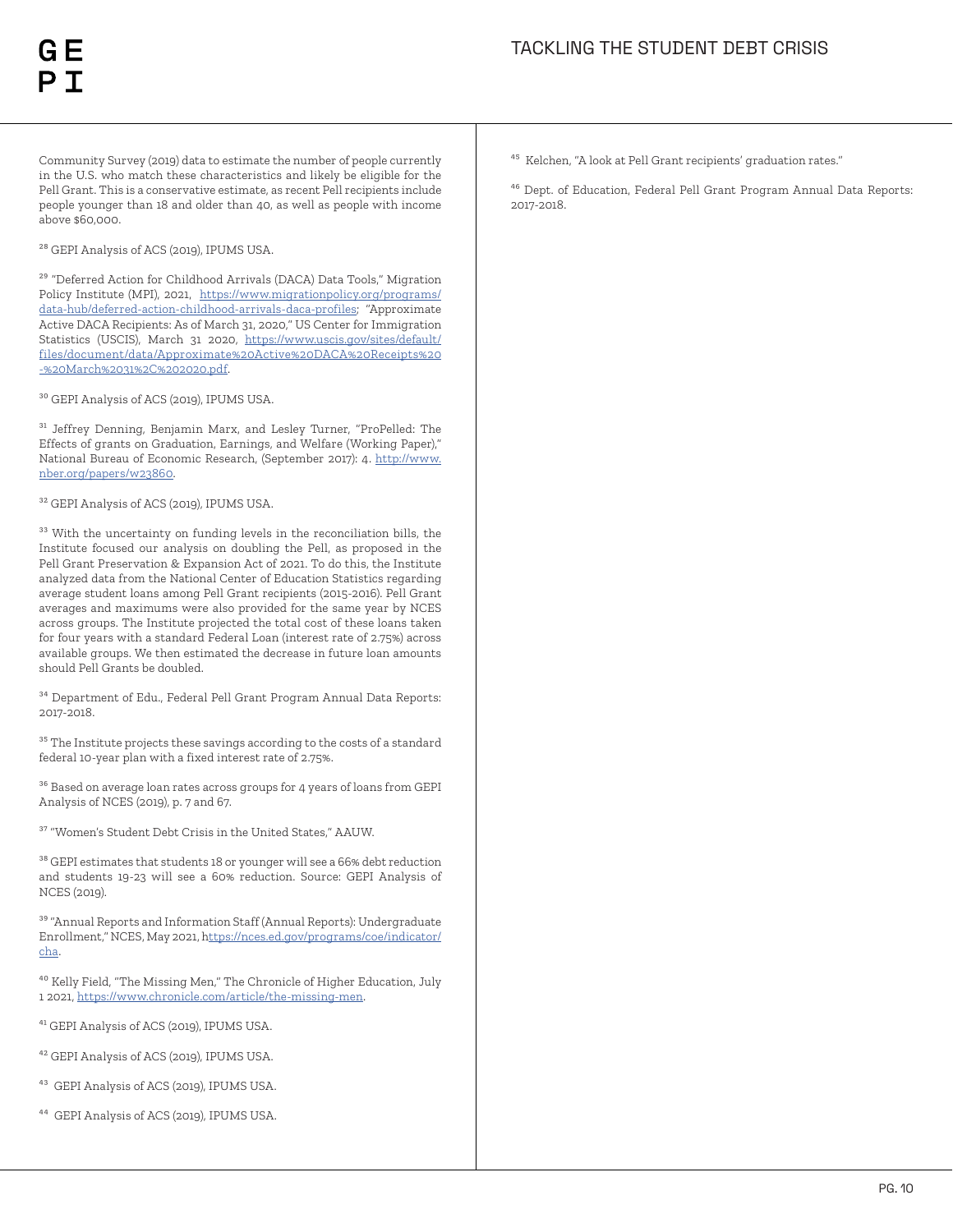Community Survey (2019) data to estimate the number of people currently in the U.S. who match these characteristics and likely be eligible for the Pell Grant. This is a conservative estimate, as recent Pell recipients include people younger than 18 and older than 40, as well as people with income above $60,000.

[28] GEPI Analysis of ACS (2019), IPUMS USA.

[29] "Deferred Action for Childhood Arrivals (DACA) Data Tools," Migration Policy Institute (MPI), 2021, https://www.migrationpolicy.org/programs/data-hub/deferred-action-childhood-arrivals-daca-profiles; "Approximate Active DACA Recipients: As of March 31, 2020," US Center for Immigration Statistics (USCIS), March 31 2020, https://www.uscis.gov/sites/default/files/document/data/Approximate%20Active%20DACA%20Receipts%20-%20March%2031%2C%202020.pdf.

[30] GEPI Analysis of ACS (2019), IPUMS USA.

[31] Jeffrey Denning, Benjamin Marx, and Lesley Turner, "ProPelled: The Effects of grants on Graduation, Earnings, and Welfare (Working Paper)," National Bureau of Economic Research, (September 2017): 4. http://www.nber.org/papers/w23860.

[32] GEPI Analysis of ACS (2019), IPUMS USA.

[33] With the uncertainty on funding levels in the reconciliation bills, the Institute focused our analysis on doubling the Pell, as proposed in the Pell Grant Preservation & Expansion Act of 2021. To do this, the Institute analyzed data from the National Center of Education Statistics regarding average student loans among Pell Grant recipients (2015-2016). Pell Grant averages and maximums were also provided for the same year by NCES across groups. The Institute projected the total cost of these loans taken for four years with a standard Federal Loan (interest rate of 2.75%) across available groups. We then estimated the decrease in future loan amounts should Pell Grants be doubled.

[34] Department of Edu., Federal Pell Grant Program Annual Data Reports: 2017-2018.

[35] The Institute projects these savings according to the costs of a standard federal 10-year plan with a fixed interest rate of 2.75%.

[36] Based on average loan rates across groups for 4 years of loans from GEPI Analysis of NCES (2019), p. 7 and 67.

[37] "Women's Student Debt Crisis in the United States," AAUW.

[38] GEPI estimates that students 18 or younger will see a 66% debt reduction and students 19-23 will see a 60% reduction. Source: GEPI Analysis of NCES (2019).

[39] "Annual Reports and Information Staff (Annual Reports): Undergraduate Enrollment," NCES, May 2021, https://nces.ed.gov/programs/coe/indicator/cha.

[40] Kelly Field, "The Missing Men," The Chronicle of Higher Education, July 1 2021, https://www.chronicle.com/article/the-missing-men.

[41] GEPI Analysis of ACS (2019), IPUMS USA.

[42] GEPI Analysis of ACS (2019), IPUMS USA.

[43] GEPI Analysis of ACS (2019), IPUMS USA.

[44] GEPI Analysis of ACS (2019), IPUMS USA.

[45] Kelchen, "A look at Pell Grant recipients' graduation rates."

[46] Dept. of Education, Federal Pell Grant Program Annual Data Reports: 2017-2018.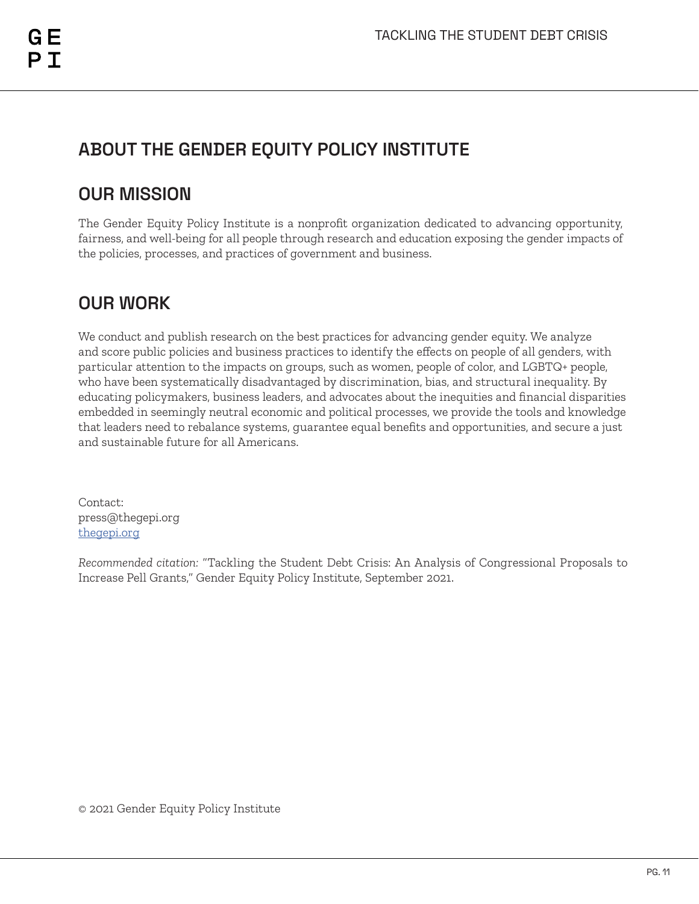# ABOUT THE GENDER EQUITY POLICY INSTITUTE

## OUR MISSION

The Gender Equity Policy Institute is a nonprofit organization dedicated to advancing opportunity, fairness, and well-being for all people through research and education exposing the gender impacts of the policies, processes, and practices of government and business.

## OUR WORK

We conduct and publish research on the best practices for advancing gender equity. We analyze and score public policies and business practices to identify the effects on people of all genders, with particular attention to the impacts on groups, such as women, people of color, and LGBTQ+ people, who have been systematically disadvantaged by discrimination, bias, and structural inequality. By educating policymakers, business leaders, and advocates about the inequities and financial disparities embedded in seemingly neutral economic and political processes, we provide the tools and knowledge that leaders need to rebalance systems, guarantee equal benefits and opportunities, and secure a just and sustainable future for all Americans.

Contact:
press@thegepi.org
thegepi.org

*Recommended citation:* "Tackling the Student Debt Crisis: An Analysis of Congressional Proposals to Increase Pell Grants," Gender Equity Policy Institute, September 2021.

© 2021 Gender Equity Policy Institute